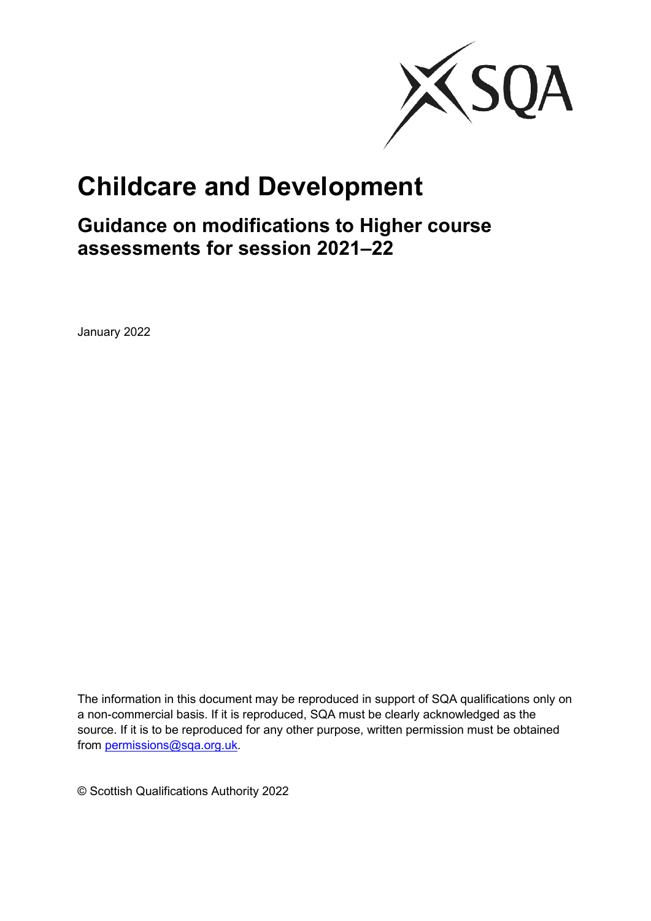# Childcare and Development

## Guidance on modifications to Higher course assessments for session 2021–22

January 2022

The information in this document may be reproduced in support of SQA qualifications only on a non-commercial basis. If it is reproduced, SQA must be clearly acknowledged as the source. If it is to be reproduced for any other purpose, written permission must be obtained from permissions@sqa.org.uk.

© Scottish Qualifications Authority 2022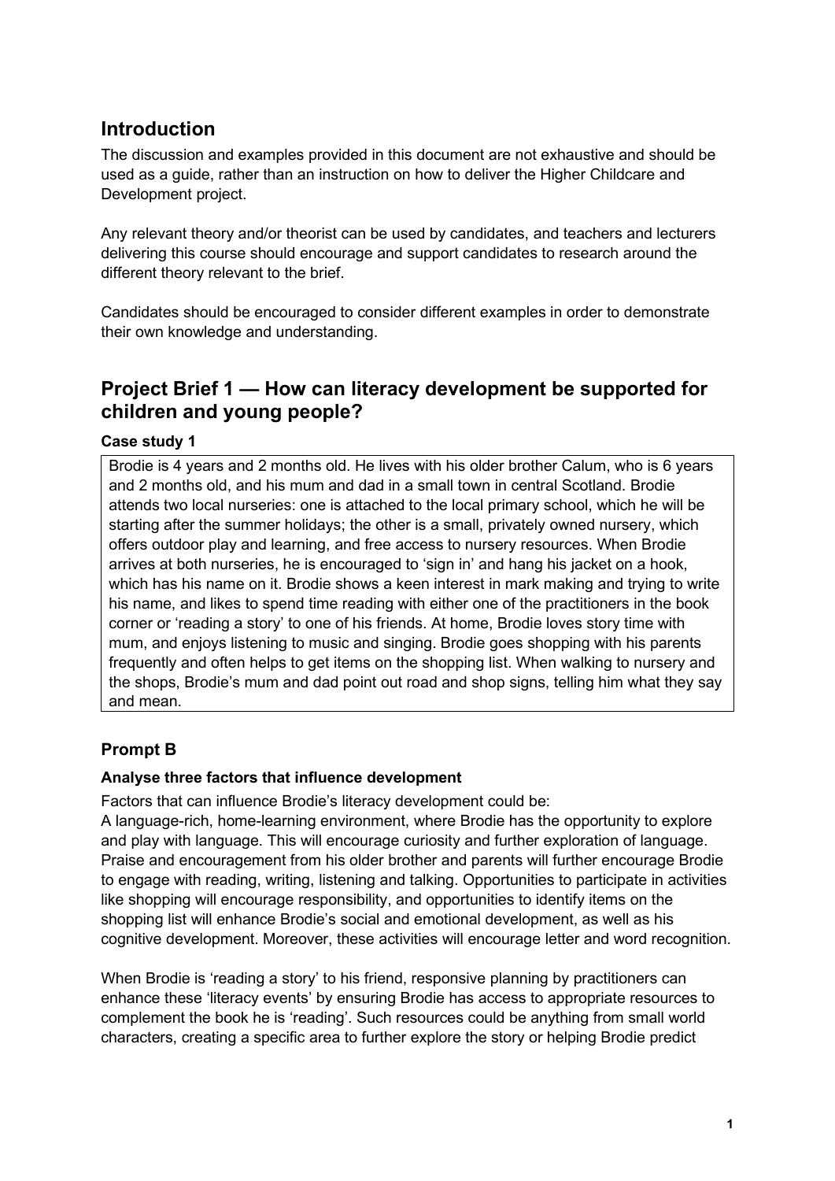## Introduction

The discussion and examples provided in this document are not exhaustive and should be used as a guide, rather than an instruction on how to deliver the Higher Childcare and Development project.

Any relevant theory and/or theorist can be used by candidates, and teachers and lecturers delivering this course should encourage and support candidates to research around the different theory relevant to the brief.

Candidates should be encouraged to consider different examples in order to demonstrate their own knowledge and understanding.

## Project Brief 1 — How can literacy development be supported for children and young people?

### Case study 1

Brodie is 4 years and 2 months old. He lives with his older brother Calum, who is 6 years and 2 months old, and his mum and dad in a small town in central Scotland. Brodie attends two local nurseries: one is attached to the local primary school, which he will be starting after the summer holidays; the other is a small, privately owned nursery, which offers outdoor play and learning, and free access to nursery resources. When Brodie arrives at both nurseries, he is encouraged to 'sign in' and hang his jacket on a hook, which has his name on it. Brodie shows a keen interest in mark making and trying to write his name, and likes to spend time reading with either one of the practitioners in the book corner or 'reading a story' to one of his friends. At home, Brodie loves story time with mum, and enjoys listening to music and singing. Brodie goes shopping with his parents frequently and often helps to get items on the shopping list. When walking to nursery and the shops, Brodie's mum and dad point out road and shop signs, telling him what they say and mean.

## Prompt B

### Analyse three factors that influence development

Factors that can influence Brodie's literacy development could be:

A language-rich, home-learning environment, where Brodie has the opportunity to explore and play with language. This will encourage curiosity and further exploration of language. Praise and encouragement from his older brother and parents will further encourage Brodie to engage with reading, writing, listening and talking. Opportunities to participate in activities like shopping will encourage responsibility, and opportunities to identify items on the shopping list will enhance Brodie's social and emotional development, as well as his cognitive development. Moreover, these activities will encourage letter and word recognition.

When Brodie is 'reading a story' to his friend, responsive planning by practitioners can enhance these 'literacy events' by ensuring Brodie has access to appropriate resources to complement the book he is 'reading'. Such resources could be anything from small world characters, creating a specific area to further explore the story or helping Brodie predict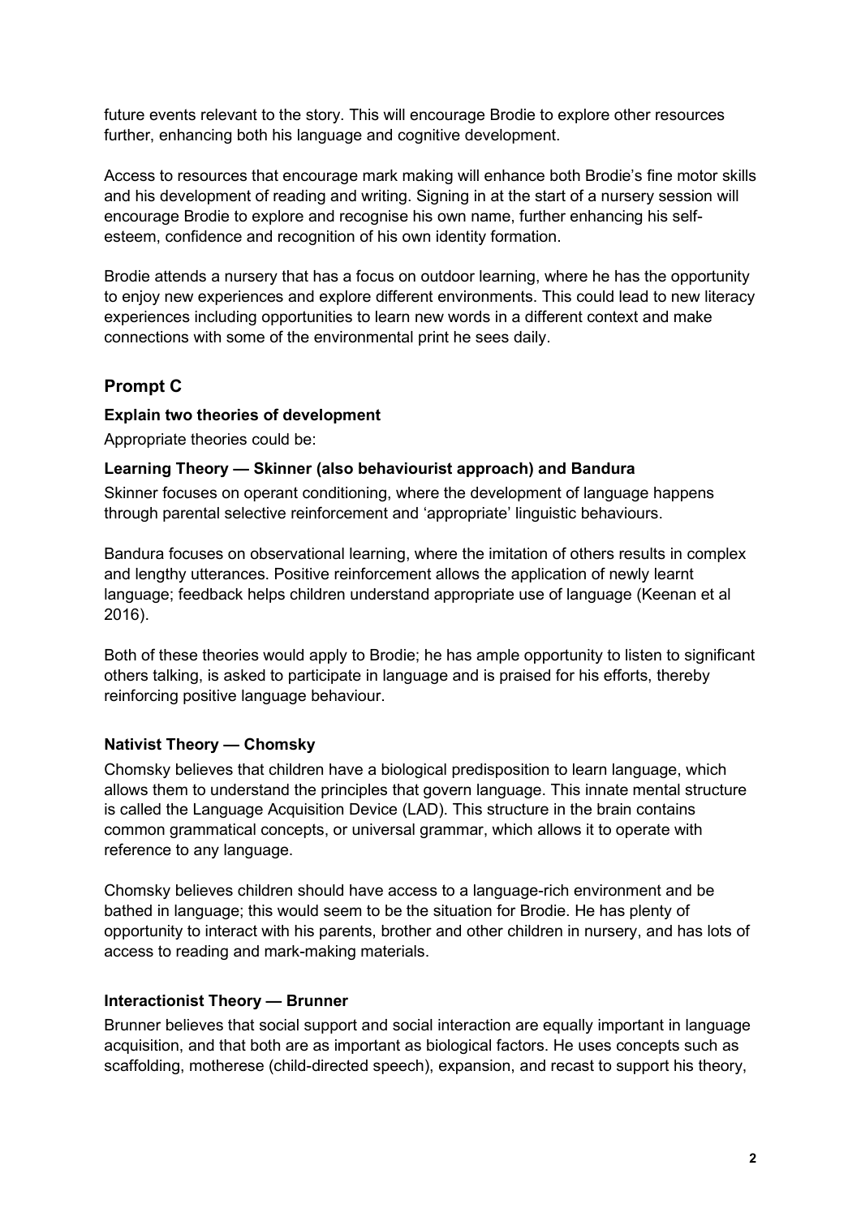future events relevant to the story. This will encourage Brodie to explore other resources further, enhancing both his language and cognitive development.

Access to resources that encourage mark making will enhance both Brodie's fine motor skills and his development of reading and writing. Signing in at the start of a nursery session will encourage Brodie to explore and recognise his own name, further enhancing his self-esteem, confidence and recognition of his own identity formation.

Brodie attends a nursery that has a focus on outdoor learning, where he has the opportunity to enjoy new experiences and explore different environments. This could lead to new literacy experiences including opportunities to learn new words in a different context and make connections with some of the environmental print he sees daily.

## Prompt C

**Explain two theories of development**

Appropriate theories could be:

**Learning Theory — Skinner (also behaviourist approach) and Bandura**

Skinner focuses on operant conditioning, where the development of language happens through parental selective reinforcement and 'appropriate' linguistic behaviours.

Bandura focuses on observational learning, where the imitation of others results in complex and lengthy utterances. Positive reinforcement allows the application of newly learnt language; feedback helps children understand appropriate use of language (Keenan et al 2016).

Both of these theories would apply to Brodie; he has ample opportunity to listen to significant others talking, is asked to participate in language and is praised for his efforts, thereby reinforcing positive language behaviour.

**Nativist Theory — Chomsky**

Chomsky believes that children have a biological predisposition to learn language, which allows them to understand the principles that govern language. This innate mental structure is called the Language Acquisition Device (LAD). This structure in the brain contains common grammatical concepts, or universal grammar, which allows it to operate with reference to any language.

Chomsky believes children should have access to a language-rich environment and be bathed in language; this would seem to be the situation for Brodie. He has plenty of opportunity to interact with his parents, brother and other children in nursery, and has lots of access to reading and mark-making materials.

**Interactionist Theory — Brunner**

Brunner believes that social support and social interaction are equally important in language acquisition, and that both are as important as biological factors. He uses concepts such as scaffolding, motherese (child-directed speech), expansion, and recast to support his theory,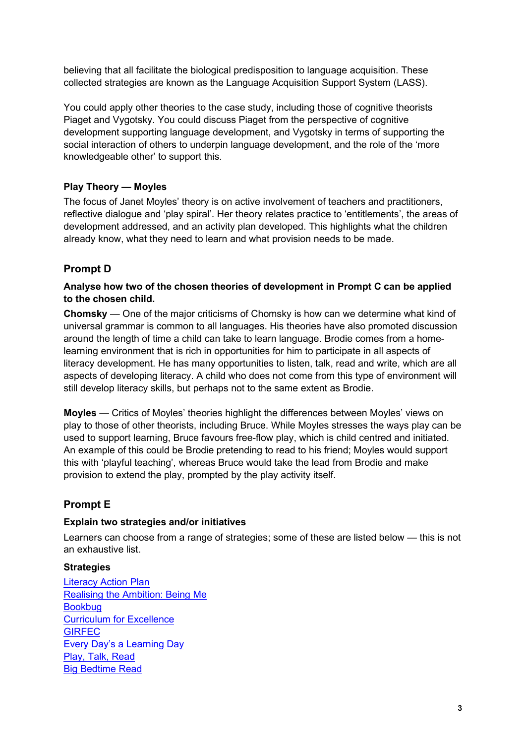believing that all facilitate the biological predisposition to language acquisition. These collected strategies are known as the Language Acquisition Support System (LASS).

You could apply other theories to the case study, including those of cognitive theorists Piaget and Vygotsky. You could discuss Piaget from the perspective of cognitive development supporting language development, and Vygotsky in terms of supporting the social interaction of others to underpin language development, and the role of the 'more knowledgeable other' to support this.

### Play Theory — Moyles

The focus of Janet Moyles' theory is on active involvement of teachers and practitioners, reflective dialogue and 'play spiral'. Her theory relates practice to 'entitlements', the areas of development addressed, and an activity plan developed. This highlights what the children already know, what they need to learn and what provision needs to be made.

## Prompt D

**Analyse how two of the chosen theories of development in Prompt C can be applied to the chosen child.**

**Chomsky** — One of the major criticisms of Chomsky is how can we determine what kind of universal grammar is common to all languages. His theories have also promoted discussion around the length of time a child can take to learn language. Brodie comes from a home-learning environment that is rich in opportunities for him to participate in all aspects of literacy development. He has many opportunities to listen, talk, read and write, which are all aspects of developing literacy. A child who does not come from this type of environment will still develop literacy skills, but perhaps not to the same extent as Brodie.

**Moyles** — Critics of Moyles' theories highlight the differences between Moyles' views on play to those of other theorists, including Bruce. While Moyles stresses the ways play can be used to support learning, Bruce favours free-flow play, which is child centred and initiated. An example of this could be Brodie pretending to read to his friend; Moyles would support this with 'playful teaching', whereas Bruce would take the lead from Brodie and make provision to extend the play, prompted by the play activity itself.

## Prompt E

### Explain two strategies and/or initiatives

Learners can choose from a range of strategies; some of these are listed below — this is not an exhaustive list.

### Strategies

Literacy Action Plan
Realising the Ambition: Being Me
Bookbug
Curriculum for Excellence
GIRFEC
Every Day's a Learning Day
Play, Talk, Read
Big Bedtime Read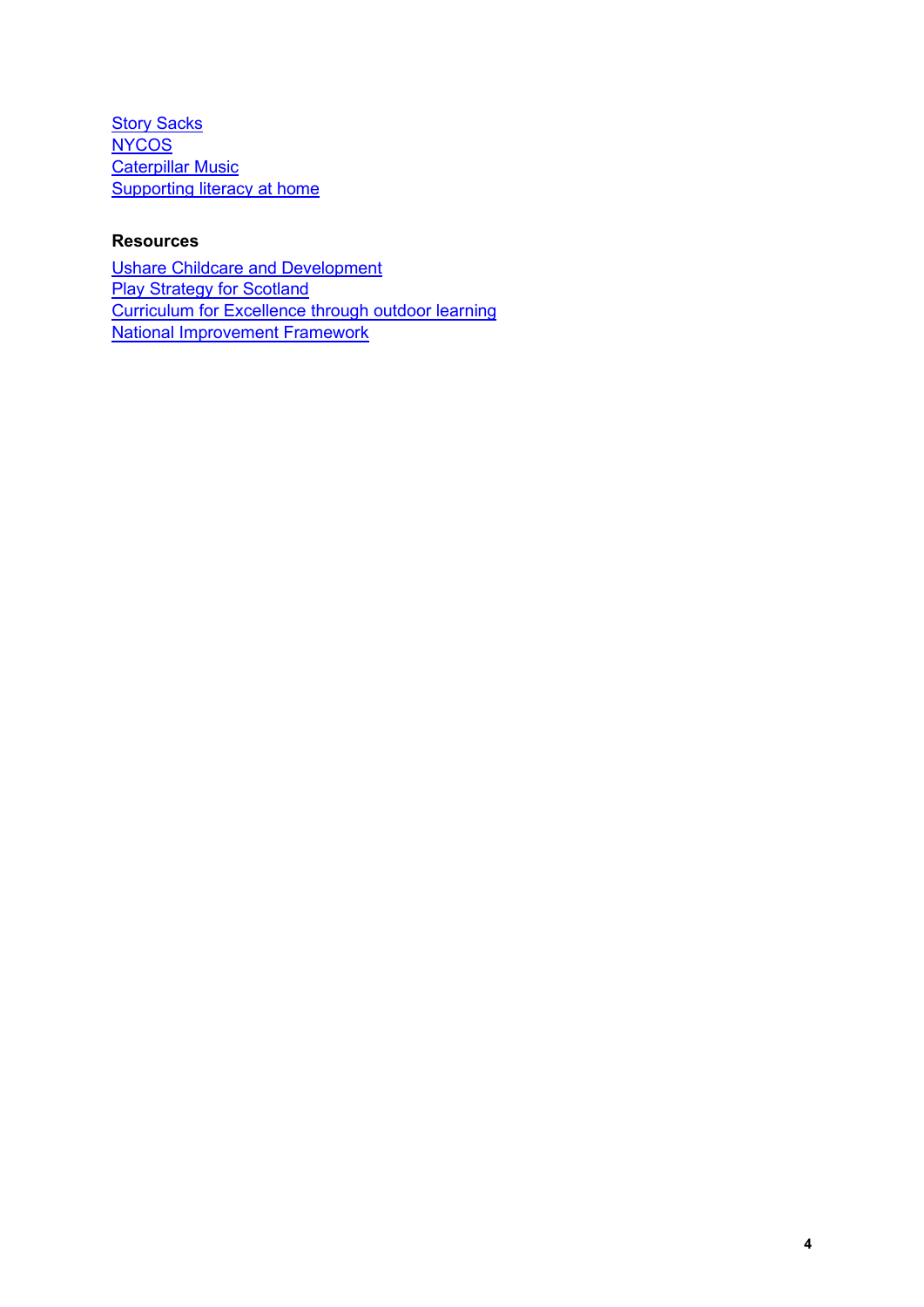[Story Sacks]
[NYCOS]
[Caterpillar Music]
[Supporting literacy at home]

**Resources**

[Ushare Childcare and Development]
[Play Strategy for Scotland]
[Curriculum for Excellence through outdoor learning]
[National Improvement Framework]